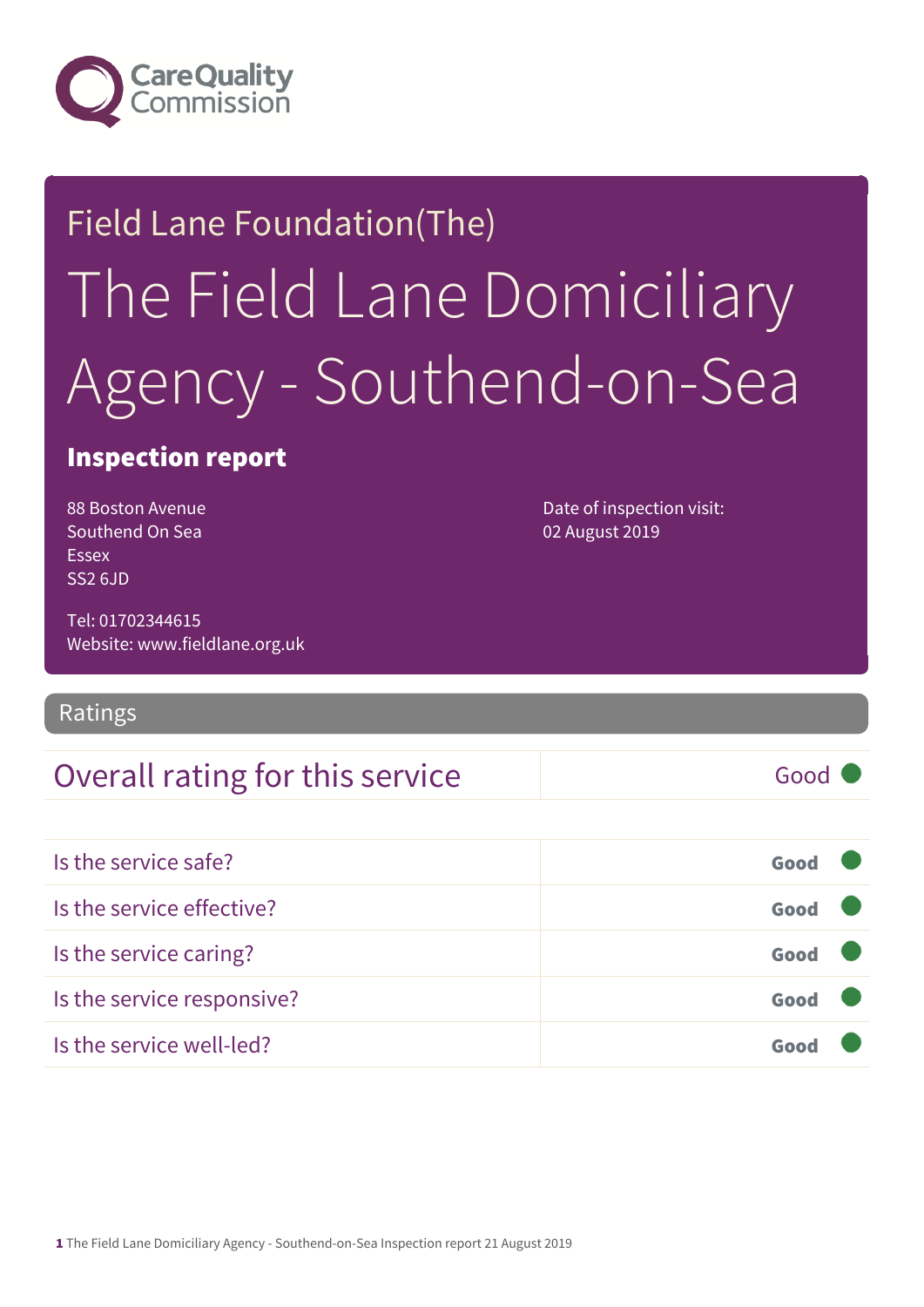Care Quality Commission

# Field Lane Foundation(The)

# The Field Lane Domiciliary Agency - Southend-on-Sea

## Inspection report

88 Boston Avenue
Southend On Sea
Essex
SS2 6JD

Tel: 01702344615
Website: www.fieldlane.org.uk

Date of inspection visit:
02 August 2019

## Ratings

| Overall rating for this service | Good |
|---|---|

| | |
|---|---|
| Is the service safe? | Good |
| Is the service effective? | Good |
| Is the service caring? | Good |
| Is the service responsive? | Good |
| Is the service well-led? | Good |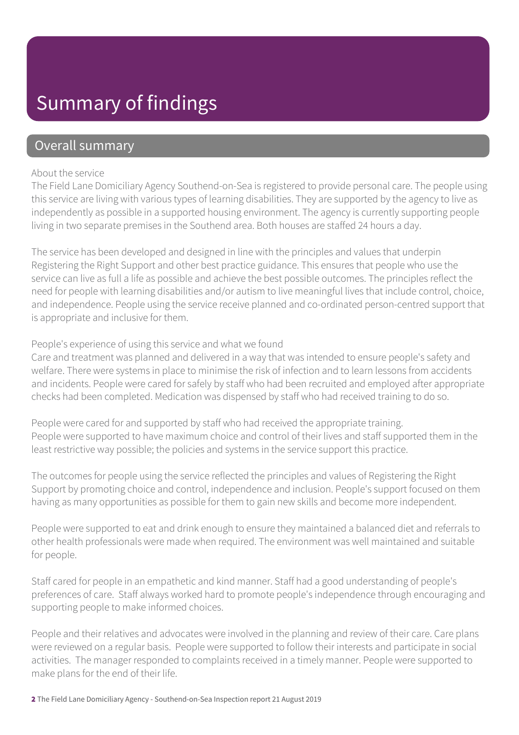# Summary of findings

## Overall summary

About the service

The Field Lane Domiciliary Agency Southend-on-Sea is registered to provide personal care. The people using this service are living with various types of learning disabilities. They are supported by the agency to live as independently as possible in a supported housing environment. The agency is currently supporting people living in two separate premises in the Southend area. Both houses are staffed 24 hours a day.

The service has been developed and designed in line with the principles and values that underpin Registering the Right Support and other best practice guidance. This ensures that people who use the service can live as full a life as possible and achieve the best possible outcomes. The principles reflect the need for people with learning disabilities and/or autism to live meaningful lives that include control, choice, and independence. People using the service receive planned and co-ordinated person-centred support that is appropriate and inclusive for them.

People's experience of using this service and what we found

Care and treatment was planned and delivered in a way that was intended to ensure people's safety and welfare. There were systems in place to minimise the risk of infection and to learn lessons from accidents and incidents. People were cared for safely by staff who had been recruited and employed after appropriate checks had been completed. Medication was dispensed by staff who had received training to do so.

People were cared for and supported by staff who had received the appropriate training.
People were supported to have maximum choice and control of their lives and staff supported them in the least restrictive way possible; the policies and systems in the service support this practice.

The outcomes for people using the service reflected the principles and values of Registering the Right Support by promoting choice and control, independence and inclusion. People's support focused on them having as many opportunities as possible for them to gain new skills and become more independent.

People were supported to eat and drink enough to ensure they maintained a balanced diet and referrals to other health professionals were made when required. The environment was well maintained and suitable for people.

Staff cared for people in an empathetic and kind manner. Staff had a good understanding of people's preferences of care. Staff always worked hard to promote people's independence through encouraging and supporting people to make informed choices.

People and their relatives and advocates were involved in the planning and review of their care. Care plans were reviewed on a regular basis. People were supported to follow their interests and participate in social activities. The manager responded to complaints received in a timely manner. People were supported to make plans for the end of their life.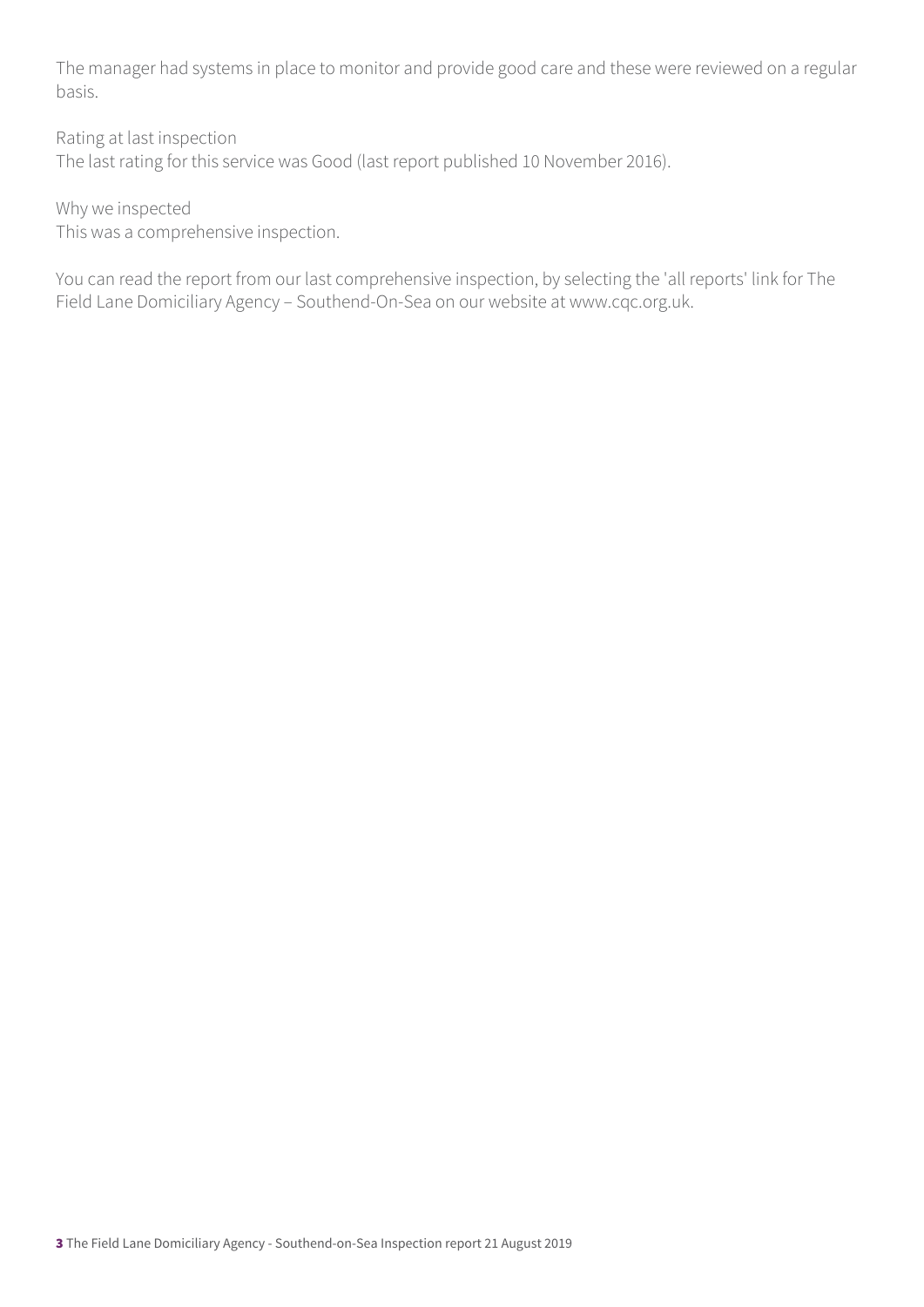The manager had systems in place to monitor and provide good care and these were reviewed on a regular basis.

Rating at last inspection
The last rating for this service was Good (last report published 10 November 2016).

Why we inspected
This was a comprehensive inspection.

You can read the report from our last comprehensive inspection, by selecting the 'all reports' link for The Field Lane Domiciliary Agency – Southend-On-Sea on our website at www.cqc.org.uk.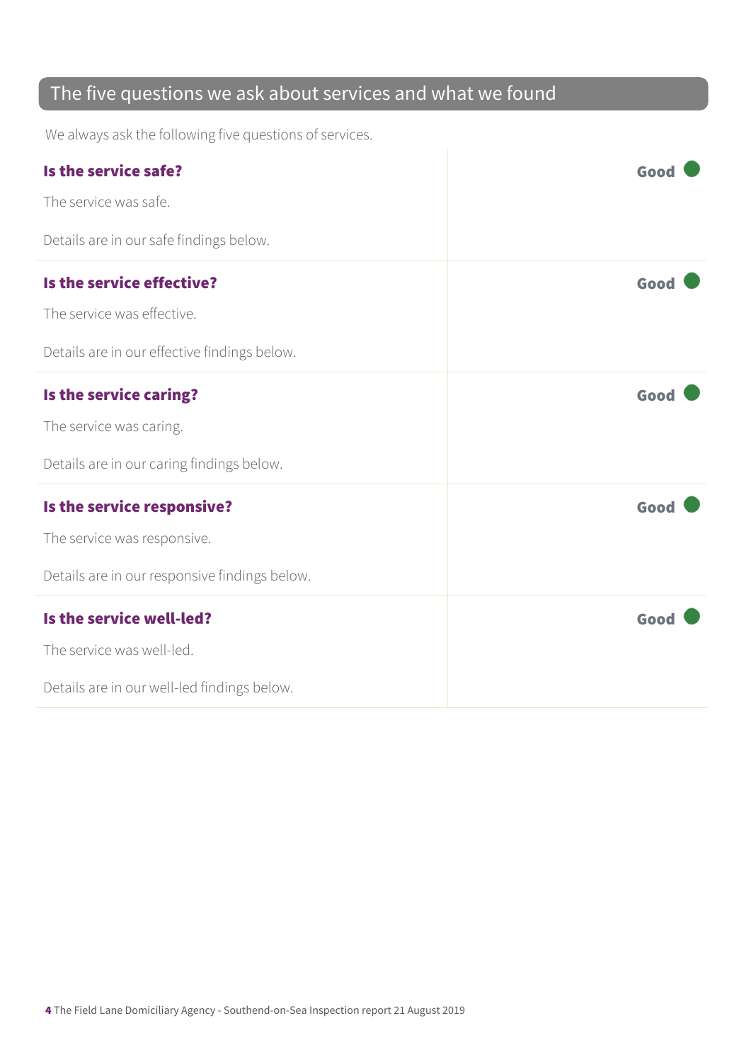## The five questions we ask about services and what we found

We always ask the following five questions of services.

| | |
|---|---|
| **Is the service safe?**<br><br>The service was safe.<br><br>Details are in our safe findings below. | **Good** |
| **Is the service effective?**<br><br>The service was effective.<br><br>Details are in our effective findings below. | **Good** |
| **Is the service caring?**<br><br>The service was caring.<br><br>Details are in our caring findings below. | **Good** |
| **Is the service responsive?**<br><br>The service was responsive.<br><br>Details are in our responsive findings below. | **Good** |
| **Is the service well-led?**<br><br>The service was well-led.<br><br>Details are in our well-led findings below. | **Good** |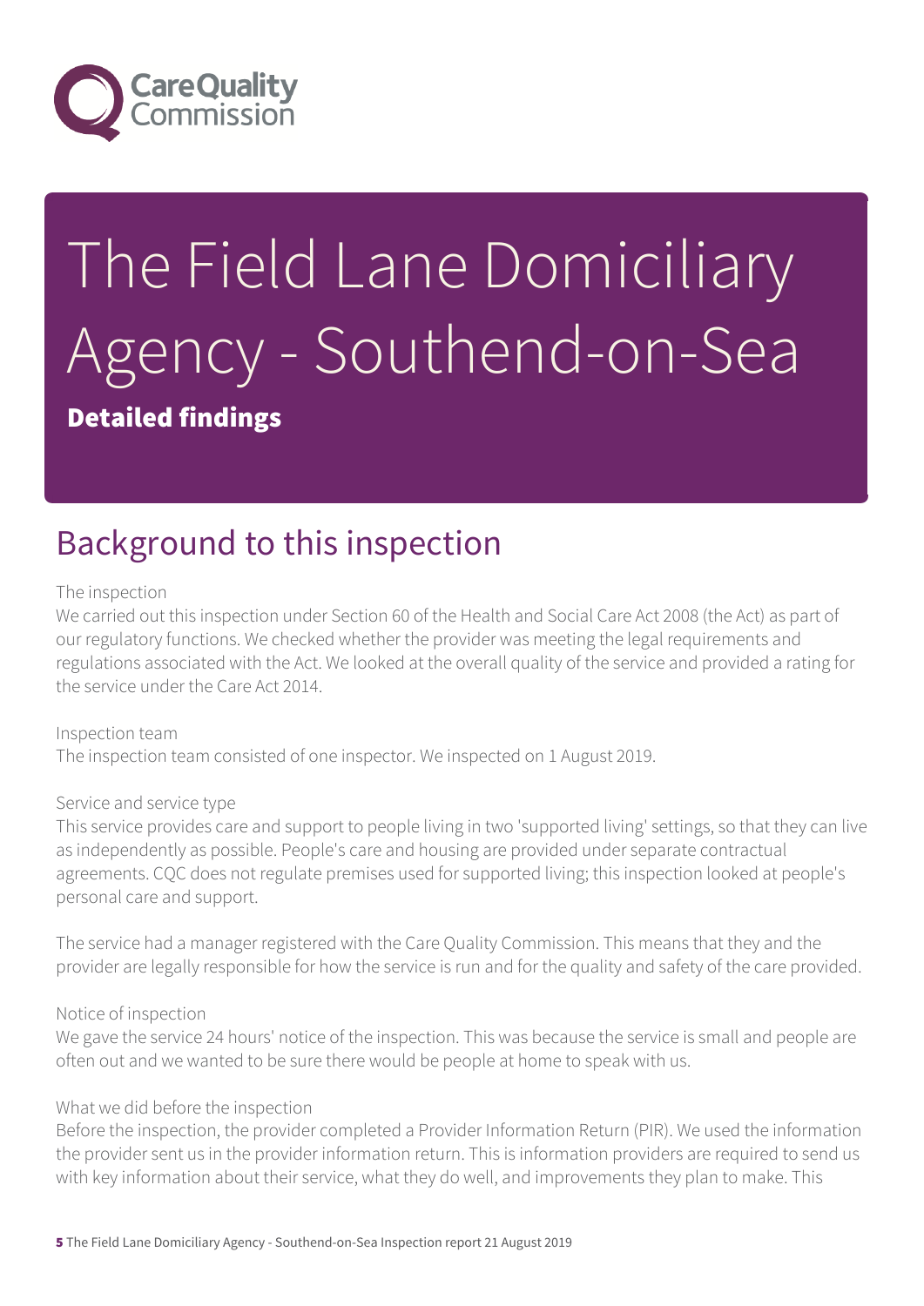# The Field Lane Domiciliary Agency - Southend-on-Sea

**Detailed findings**

## Background to this inspection

The inspection

We carried out this inspection under Section 60 of the Health and Social Care Act 2008 (the Act) as part of our regulatory functions. We checked whether the provider was meeting the legal requirements and regulations associated with the Act. We looked at the overall quality of the service and provided a rating for the service under the Care Act 2014.

Inspection team

The inspection team consisted of one inspector. We inspected on 1 August 2019.

Service and service type

This service provides care and support to people living in two 'supported living' settings, so that they can live as independently as possible. People's care and housing are provided under separate contractual agreements. CQC does not regulate premises used for supported living; this inspection looked at people's personal care and support.

The service had a manager registered with the Care Quality Commission. This means that they and the provider are legally responsible for how the service is run and for the quality and safety of the care provided.

Notice of inspection

We gave the service 24 hours' notice of the inspection. This was because the service is small and people are often out and we wanted to be sure there would be people at home to speak with us.

What we did before the inspection

Before the inspection, the provider completed a Provider Information Return (PIR). We used the information the provider sent us in the provider information return. This is information providers are required to send us with key information about their service, what they do well, and improvements they plan to make. This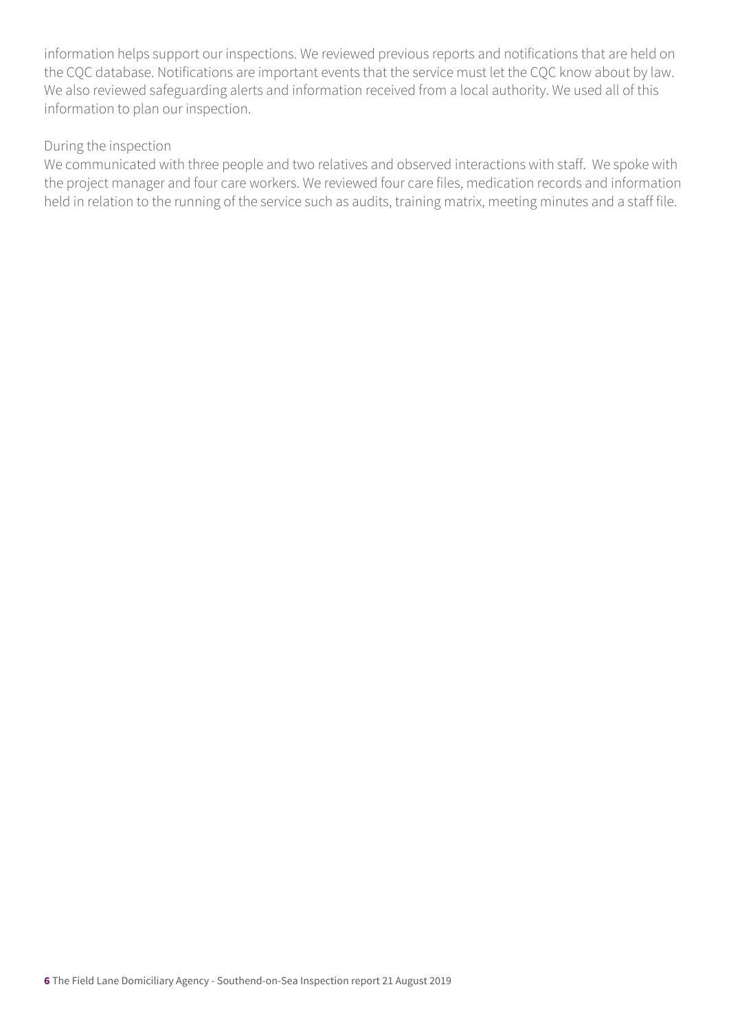information helps support our inspections. We reviewed previous reports and notifications that are held on the CQC database. Notifications are important events that the service must let the CQC know about by law. We also reviewed safeguarding alerts and information received from a local authority. We used all of this information to plan our inspection.

During the inspection

We communicated with three people and two relatives and observed interactions with staff. We spoke with the project manager and four care workers. We reviewed four care files, medication records and information held in relation to the running of the service such as audits, training matrix, meeting minutes and a staff file.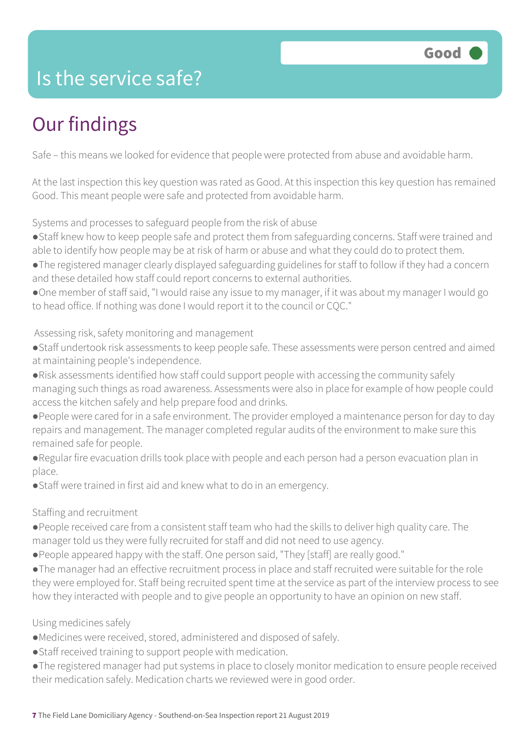# Is the service safe?

Good

## Our findings

Safe – this means we looked for evidence that people were protected from abuse and avoidable harm.

At the last inspection this key question was rated as Good. At this inspection this key question has remained Good. This meant people were safe and protected from avoidable harm.

Systems and processes to safeguard people from the risk of abuse

- Staff knew how to keep people safe and protect them from safeguarding concerns. Staff were trained and able to identify how people may be at risk of harm or abuse and what they could do to protect them.
- The registered manager clearly displayed safeguarding guidelines for staff to follow if they had a concern and these detailed how staff could report concerns to external authorities.
- One member of staff said, "I would raise any issue to my manager, if it was about my manager I would go to head office. If nothing was done I would report it to the council or CQC."

Assessing risk, safety monitoring and management

- Staff undertook risk assessments to keep people safe. These assessments were person centred and aimed at maintaining people's independence.
- Risk assessments identified how staff could support people with accessing the community safely managing such things as road awareness. Assessments were also in place for example of how people could access the kitchen safely and help prepare food and drinks.
- People were cared for in a safe environment. The provider employed a maintenance person for day to day repairs and management. The manager completed regular audits of the environment to make sure this remained safe for people.
- Regular fire evacuation drills took place with people and each person had a person evacuation plan in place.
- Staff were trained in first aid and knew what to do in an emergency.

Staffing and recruitment

- People received care from a consistent staff team who had the skills to deliver high quality care. The manager told us they were fully recruited for staff and did not need to use agency.
- People appeared happy with the staff. One person said, "They [staff] are really good."
- The manager had an effective recruitment process in place and staff recruited were suitable for the role they were employed for. Staff being recruited spent time at the service as part of the interview process to see how they interacted with people and to give people an opportunity to have an opinion on new staff.

Using medicines safely

- Medicines were received, stored, administered and disposed of safely.
- Staff received training to support people with medication.
- The registered manager had put systems in place to closely monitor medication to ensure people received their medication safely. Medication charts we reviewed were in good order.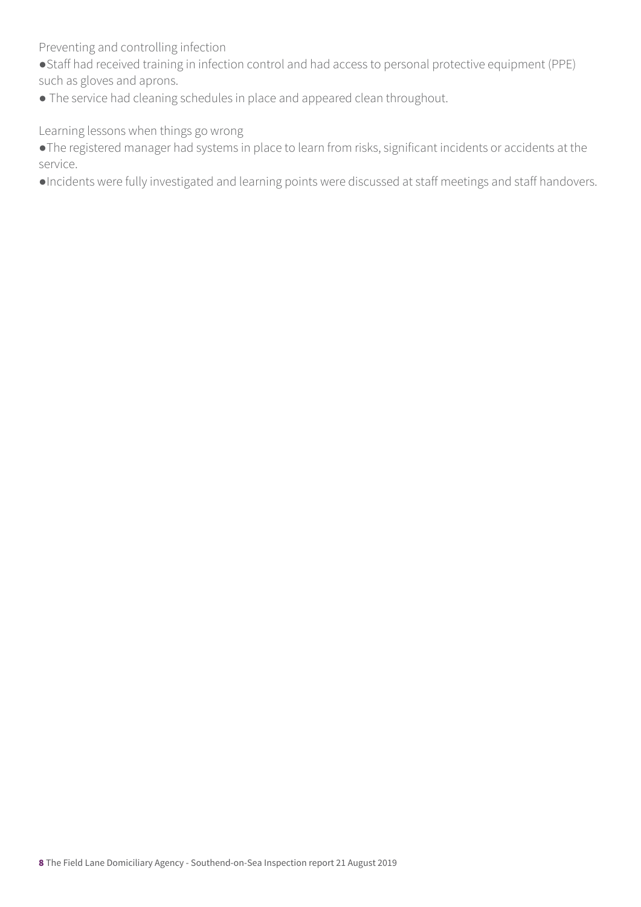### Preventing and controlling infection

- Staff had received training in infection control and had access to personal protective equipment (PPE) such as gloves and aprons.
- The service had cleaning schedules in place and appeared clean throughout.

### Learning lessons when things go wrong

- The registered manager had systems in place to learn from risks, significant incidents or accidents at the service.
- Incidents were fully investigated and learning points were discussed at staff meetings and staff handovers.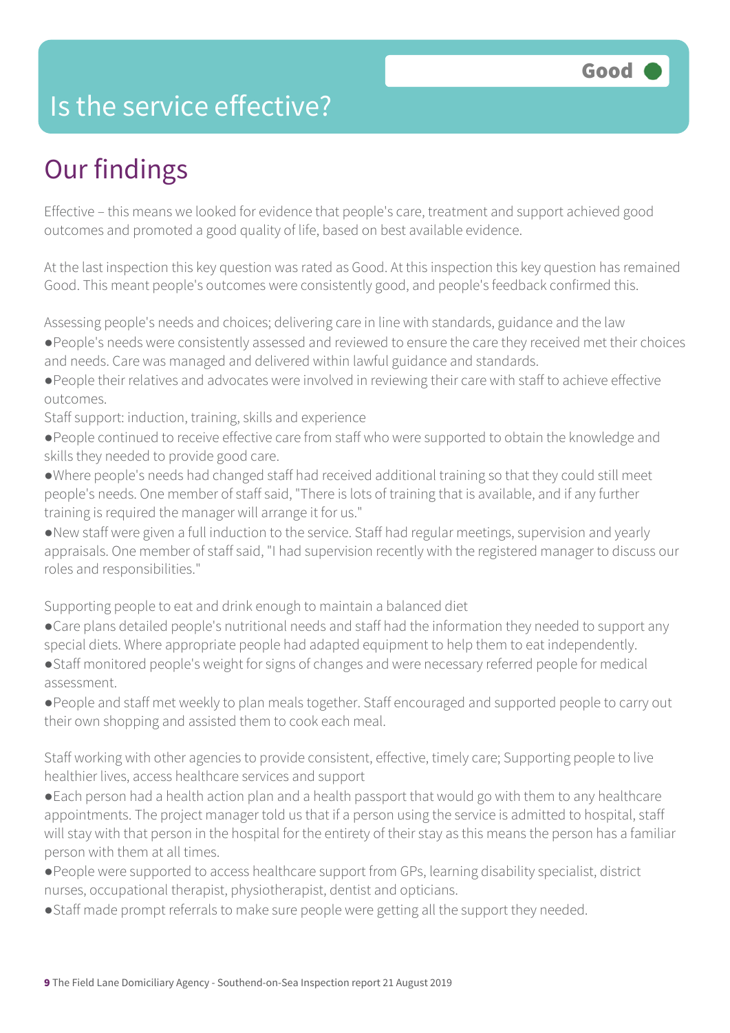# Is the service effective?

Good

## Our findings

Effective – this means we looked for evidence that people's care, treatment and support achieved good outcomes and promoted a good quality of life, based on best available evidence.

At the last inspection this key question was rated as Good. At this inspection this key question has remained Good. This meant people's outcomes were consistently good, and people's feedback confirmed this.

Assessing people's needs and choices; delivering care in line with standards, guidance and the law

- People's needs were consistently assessed and reviewed to ensure the care they received met their choices and needs. Care was managed and delivered within lawful guidance and standards.
- People their relatives and advocates were involved in reviewing their care with staff to achieve effective outcomes.

Staff support: induction, training, skills and experience

- People continued to receive effective care from staff who were supported to obtain the knowledge and skills they needed to provide good care.
- Where people's needs had changed staff had received additional training so that they could still meet people's needs. One member of staff said, "There is lots of training that is available, and if any further training is required the manager will arrange it for us."
- New staff were given a full induction to the service. Staff had regular meetings, supervision and yearly appraisals. One member of staff said, "I had supervision recently with the registered manager to discuss our roles and responsibilities."

Supporting people to eat and drink enough to maintain a balanced diet

- Care plans detailed people's nutritional needs and staff had the information they needed to support any special diets. Where appropriate people had adapted equipment to help them to eat independently.
- Staff monitored people's weight for signs of changes and were necessary referred people for medical assessment.
- People and staff met weekly to plan meals together. Staff encouraged and supported people to carry out their own shopping and assisted them to cook each meal.

Staff working with other agencies to provide consistent, effective, timely care; Supporting people to live healthier lives, access healthcare services and support

- Each person had a health action plan and a health passport that would go with them to any healthcare appointments. The project manager told us that if a person using the service is admitted to hospital, staff will stay with that person in the hospital for the entirety of their stay as this means the person has a familiar person with them at all times.
- People were supported to access healthcare support from GPs, learning disability specialist, district nurses, occupational therapist, physiotherapist, dentist and opticians.
- Staff made prompt referrals to make sure people were getting all the support they needed.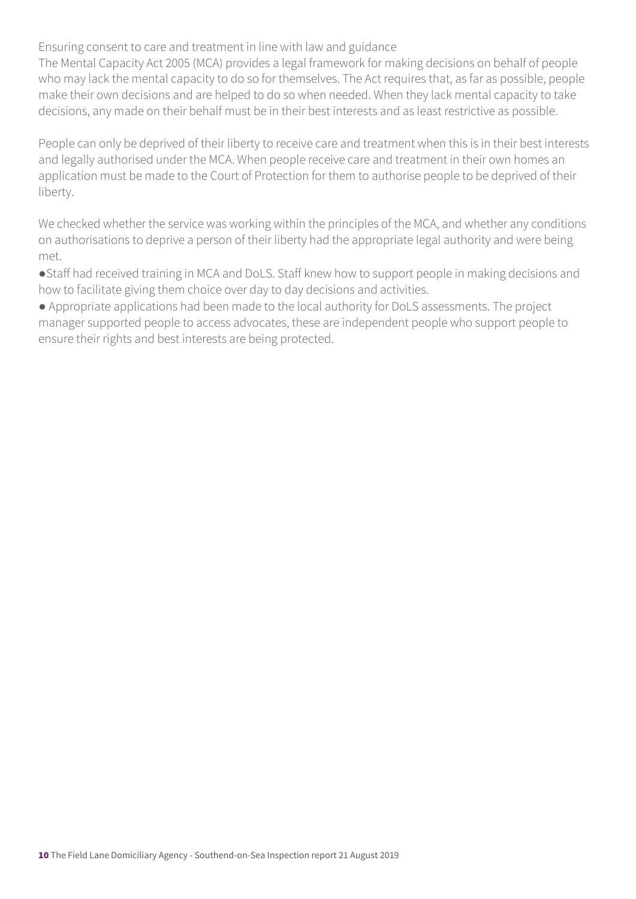Ensuring consent to care and treatment in line with law and guidance

The Mental Capacity Act 2005 (MCA) provides a legal framework for making decisions on behalf of people who may lack the mental capacity to do so for themselves. The Act requires that, as far as possible, people make their own decisions and are helped to do so when needed. When they lack mental capacity to take decisions, any made on their behalf must be in their best interests and as least restrictive as possible.

People can only be deprived of their liberty to receive care and treatment when this is in their best interests and legally authorised under the MCA. When people receive care and treatment in their own homes an application must be made to the Court of Protection for them to authorise people to be deprived of their liberty.

We checked whether the service was working within the principles of the MCA, and whether any conditions on authorisations to deprive a person of their liberty had the appropriate legal authority and were being met.

- Staff had received training in MCA and DoLS. Staff knew how to support people in making decisions and how to facilitate giving them choice over day to day decisions and activities.
- Appropriate applications had been made to the local authority for DoLS assessments. The project manager supported people to access advocates, these are independent people who support people to ensure their rights and best interests are being protected.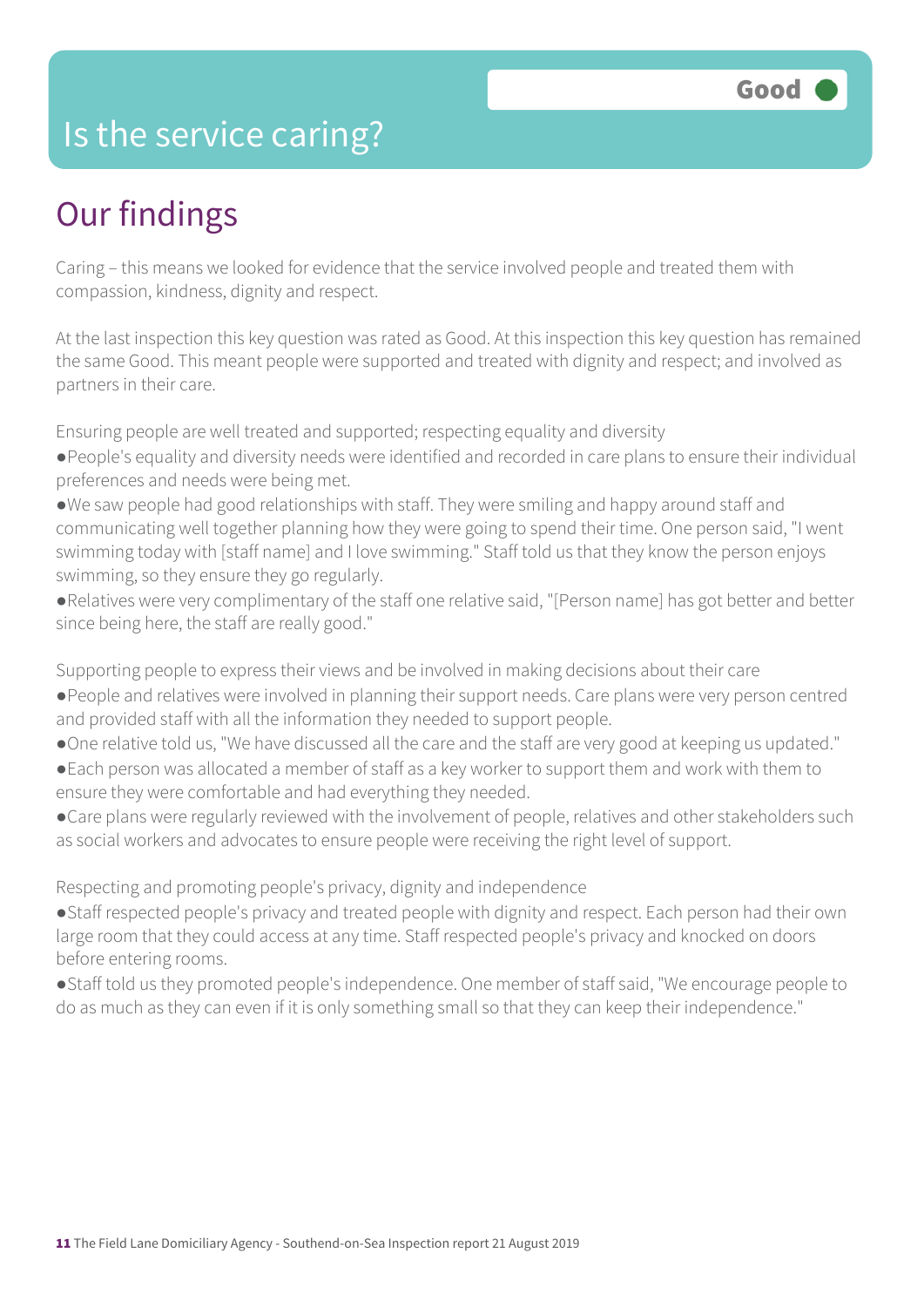# Is the service caring?

Good

## Our findings

Caring – this means we looked for evidence that the service involved people and treated them with compassion, kindness, dignity and respect.

At the last inspection this key question was rated as Good. At this inspection this key question has remained the same Good. This meant people were supported and treated with dignity and respect; and involved as partners in their care.

Ensuring people are well treated and supported; respecting equality and diversity

- People's equality and diversity needs were identified and recorded in care plans to ensure their individual preferences and needs were being met.
- We saw people had good relationships with staff. They were smiling and happy around staff and communicating well together planning how they were going to spend their time. One person said, "I went swimming today with [staff name] and I love swimming." Staff told us that they know the person enjoys swimming, so they ensure they go regularly.
- Relatives were very complimentary of the staff one relative said, "[Person name] has got better and better since being here, the staff are really good."

Supporting people to express their views and be involved in making decisions about their care

- People and relatives were involved in planning their support needs. Care plans were very person centred and provided staff with all the information they needed to support people.
- One relative told us, "We have discussed all the care and the staff are very good at keeping us updated."
- Each person was allocated a member of staff as a key worker to support them and work with them to ensure they were comfortable and had everything they needed.
- Care plans were regularly reviewed with the involvement of people, relatives and other stakeholders such as social workers and advocates to ensure people were receiving the right level of support.

Respecting and promoting people's privacy, dignity and independence

- Staff respected people's privacy and treated people with dignity and respect. Each person had their own large room that they could access at any time. Staff respected people's privacy and knocked on doors before entering rooms.
- Staff told us they promoted people's independence. One member of staff said, "We encourage people to do as much as they can even if it is only something small so that they can keep their independence."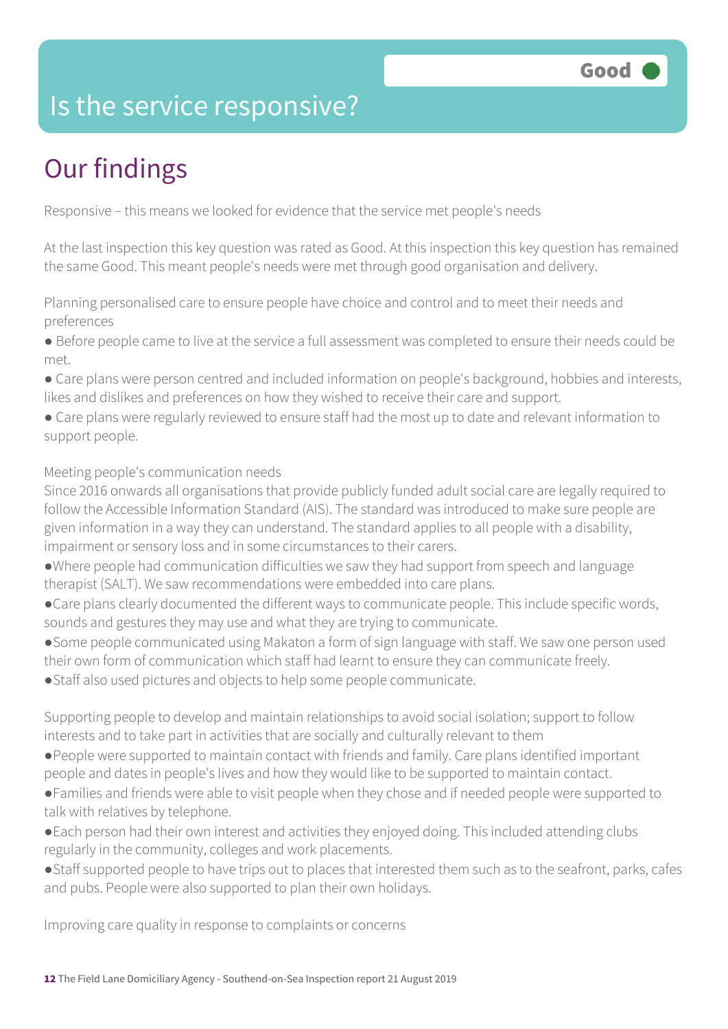# Is the service responsive?

Good

## Our findings

Responsive – this means we looked for evidence that the service met people's needs

At the last inspection this key question was rated as Good. At this inspection this key question has remained the same Good. This meant people's needs were met through good organisation and delivery.

Planning personalised care to ensure people have choice and control and to meet their needs and preferences

- Before people came to live at the service a full assessment was completed to ensure their needs could be met.
- Care plans were person centred and included information on people's background, hobbies and interests, likes and dislikes and preferences on how they wished to receive their care and support.
- Care plans were regularly reviewed to ensure staff had the most up to date and relevant information to support people.

Meeting people's communication needs
Since 2016 onwards all organisations that provide publicly funded adult social care are legally required to follow the Accessible Information Standard (AIS). The standard was introduced to make sure people are given information in a way they can understand. The standard applies to all people with a disability, impairment or sensory loss and in some circumstances to their carers.

- Where people had communication difficulties we saw they had support from speech and language therapist (SALT). We saw recommendations were embedded into care plans.
- Care plans clearly documented the different ways to communicate people. This include specific words, sounds and gestures they may use and what they are trying to communicate.
- Some people communicated using Makaton a form of sign language with staff. We saw one person used their own form of communication which staff had learnt to ensure they can communicate freely.
- Staff also used pictures and objects to help some people communicate.

Supporting people to develop and maintain relationships to avoid social isolation; support to follow interests and to take part in activities that are socially and culturally relevant to them

- People were supported to maintain contact with friends and family. Care plans identified important people and dates in people's lives and how they would like to be supported to maintain contact.
- Families and friends were able to visit people when they chose and if needed people were supported to talk with relatives by telephone.
- Each person had their own interest and activities they enjoyed doing. This included attending clubs regularly in the community, colleges and work placements.
- Staff supported people to have trips out to places that interested them such as to the seafront, parks, cafes and pubs. People were also supported to plan their own holidays.

Improving care quality in response to complaints or concerns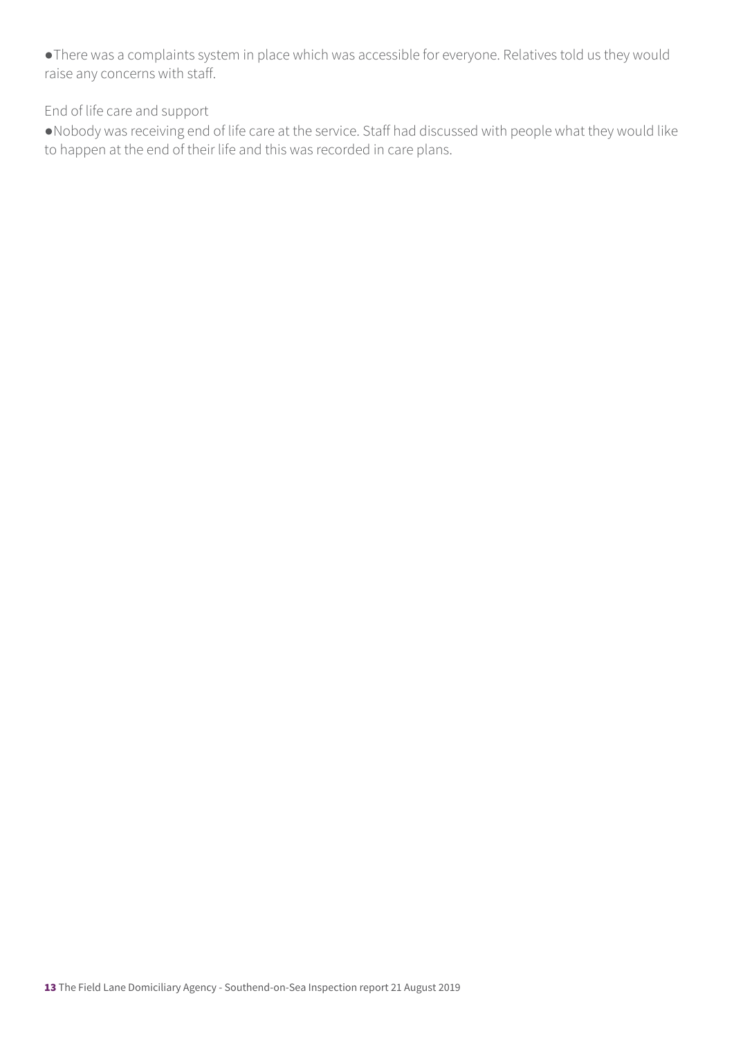- There was a complaints system in place which was accessible for everyone. Relatives told us they would raise any concerns with staff.

End of life care and support

- Nobody was receiving end of life care at the service. Staff had discussed with people what they would like to happen at the end of their life and this was recorded in care plans.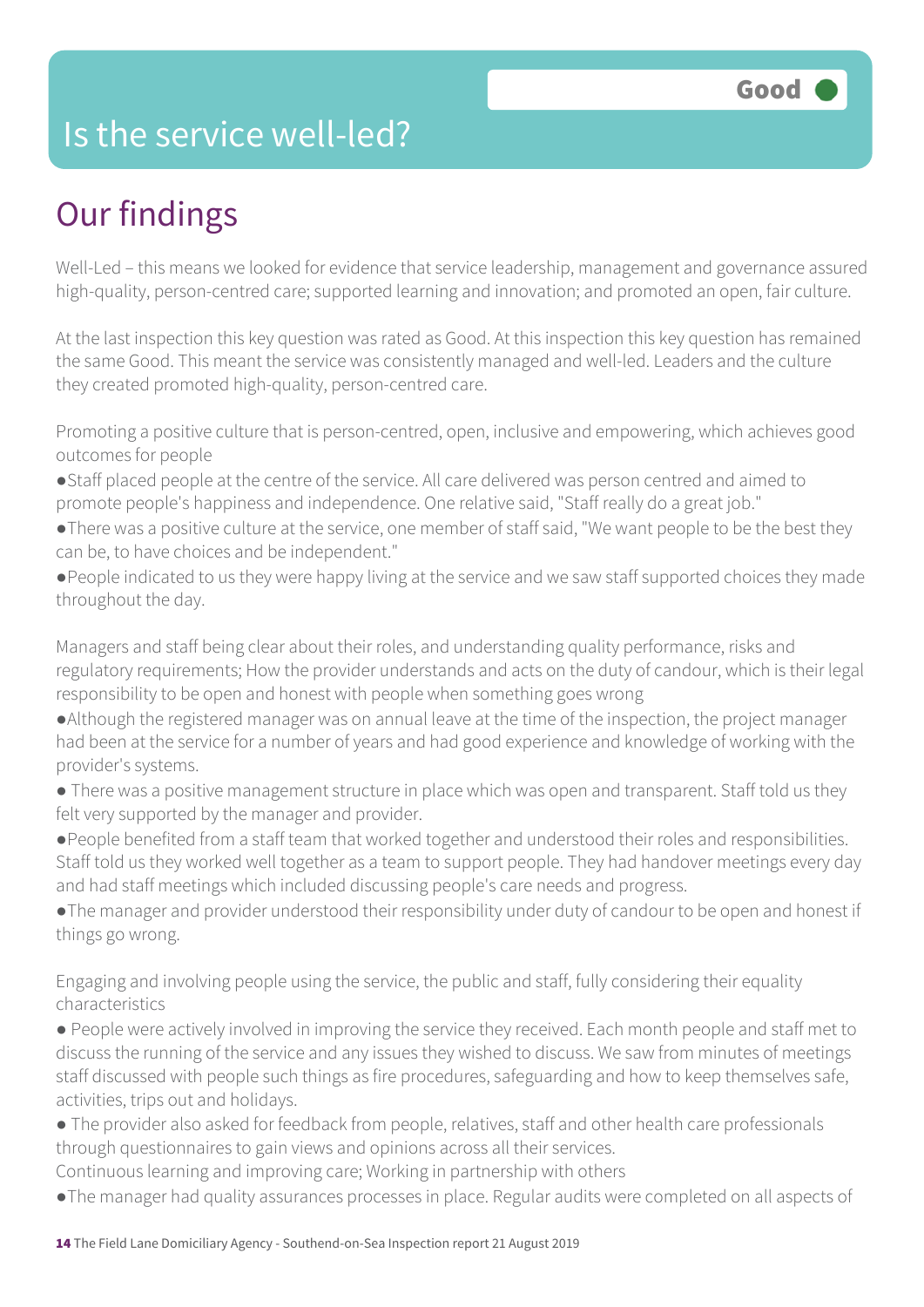# Is the service well-led?

**Good**

## Our findings

Well-Led – this means we looked for evidence that service leadership, management and governance assured high-quality, person-centred care; supported learning and innovation; and promoted an open, fair culture.

At the last inspection this key question was rated as Good. At this inspection this key question has remained the same Good. This meant the service was consistently managed and well-led. Leaders and the culture they created promoted high-quality, person-centred care.

Promoting a positive culture that is person-centred, open, inclusive and empowering, which achieves good outcomes for people

- Staff placed people at the centre of the service. All care delivered was person centred and aimed to promote people's happiness and independence. One relative said, "Staff really do a great job."
- There was a positive culture at the service, one member of staff said, "We want people to be the best they can be, to have choices and be independent."
- People indicated to us they were happy living at the service and we saw staff supported choices they made throughout the day.

Managers and staff being clear about their roles, and understanding quality performance, risks and regulatory requirements; How the provider understands and acts on the duty of candour, which is their legal responsibility to be open and honest with people when something goes wrong

- Although the registered manager was on annual leave at the time of the inspection, the project manager had been at the service for a number of years and had good experience and knowledge of working with the provider's systems.
- There was a positive management structure in place which was open and transparent. Staff told us they felt very supported by the manager and provider.
- People benefited from a staff team that worked together and understood their roles and responsibilities. Staff told us they worked well together as a team to support people. They had handover meetings every day and had staff meetings which included discussing people's care needs and progress.
- The manager and provider understood their responsibility under duty of candour to be open and honest if things go wrong.

Engaging and involving people using the service, the public and staff, fully considering their equality characteristics

- People were actively involved in improving the service they received. Each month people and staff met to discuss the running of the service and any issues they wished to discuss. We saw from minutes of meetings staff discussed with people such things as fire procedures, safeguarding and how to keep themselves safe, activities, trips out and holidays.
- The provider also asked for feedback from people, relatives, staff and other health care professionals through questionnaires to gain views and opinions across all their services.

Continuous learning and improving care; Working in partnership with others

- The manager had quality assurances processes in place. Regular audits were completed on all aspects of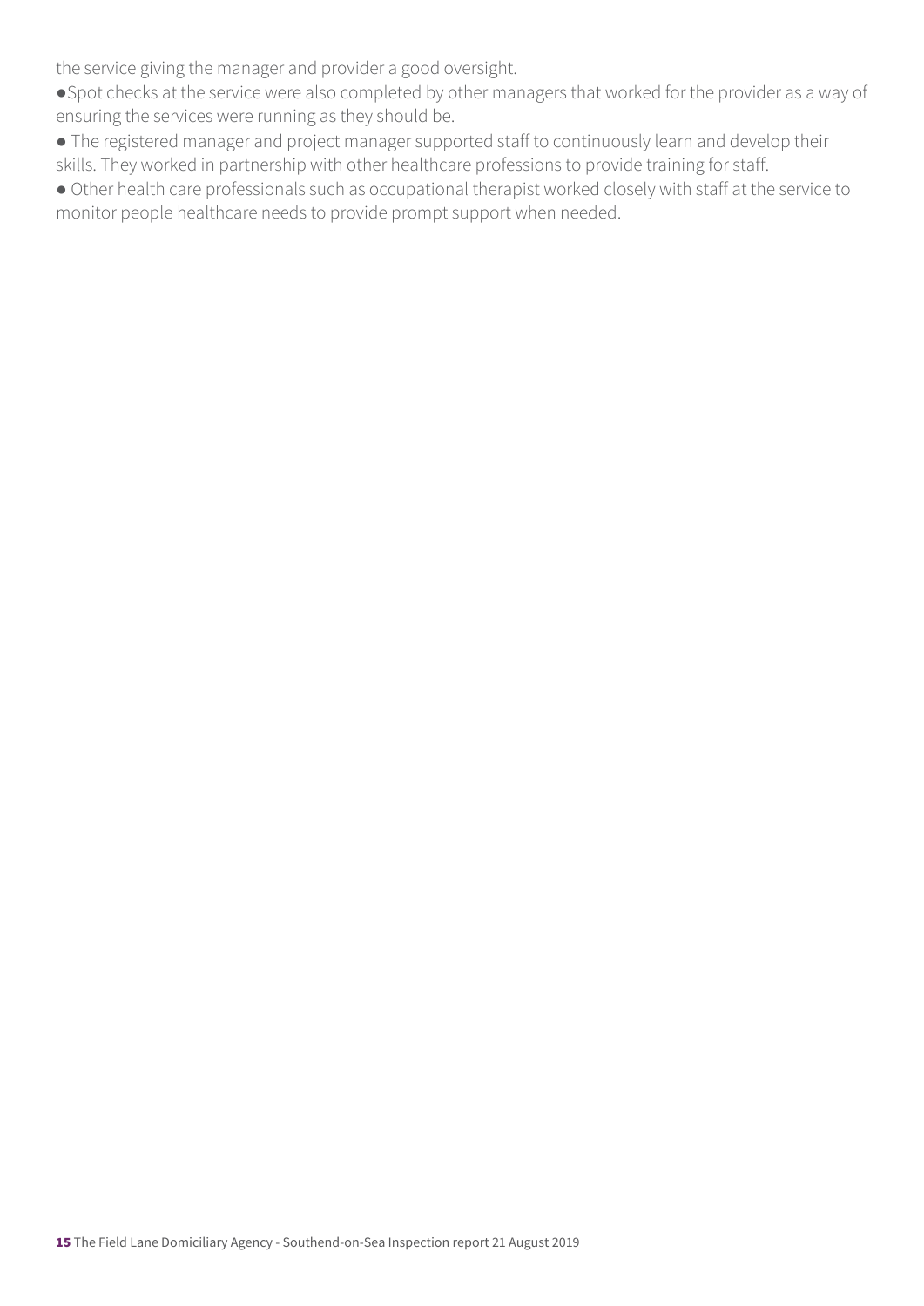the service giving the manager and provider a good oversight.

- Spot checks at the service were also completed by other managers that worked for the provider as a way of ensuring the services were running as they should be.
- The registered manager and project manager supported staff to continuously learn and develop their skills. They worked in partnership with other healthcare professions to provide training for staff.
- Other health care professionals such as occupational therapist worked closely with staff at the service to monitor people healthcare needs to provide prompt support when needed.